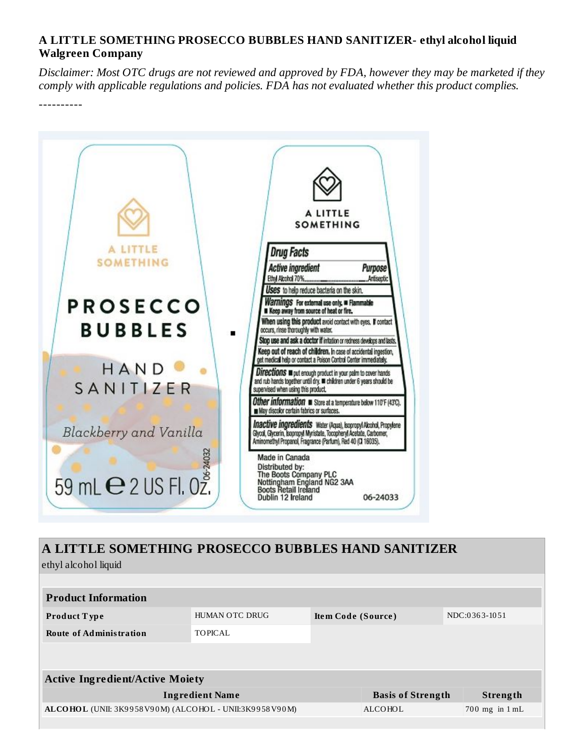**A LITTLE SOMETHING PROSECCO BUBBLES HAND SANITIZER- ethyl alcohol liquid**
**Walgreen Company**

*Disclaimer: Most OTC drugs are not reviewed and approved by FDA, however they may be marketed if they comply with applicable regulations and policies. FDA has not evaluated whether this product complies.*

----------

A LITTLE SOMETHING

PROSECCO BUBBLES

HAND SANITIZER

Blackberry and Vanilla

59 mL ℮ 2 US Fl. Oz.

06-24032

A LITTLE SOMETHING

**Drug Facts**

**Active ingredient** — **Purpose**
Ethyl Alcohol 70%.......................Antiseptic

**Uses** to help reduce bacteria on the skin.

**Warnings** **For external use only.** ■ **Flammable** ■ **Keep away from source of heat or fire.**

**When using this product** avoid contact with eyes. **If** contact occurs, rinse thoroughly with water.

**Stop use and ask a doctor if** irritation or redness develops and lasts.

**Keep out of reach of children.** In case of accidental ingestion, get medical help or contact a Poison Control Center immediately.

**Directions** ■ put enough product in your palm to cover hands and rub hands together until dry. ■ children under 6 years should be supervised when using this product.

**Other information** ■ Store at a temperature below 110°F (43°C). ■ May discolor certain fabrics or surfaces.

**Inactive ingredients** Water (Aqua), Isopropyl Alcohol, Propylene Glycol, Glycerin, Isopropyl Myristate, Tocopheryl Acetate, Carbomer, Aminomethyl Propanol, Fragrance (Parfum), Red 40 (CI 16035).

Made in Canada
Distributed by:
The Boots Company PLC
Nottingham England NG2 3AA
Boots Retail Ireland
Dublin 12 Ireland

06-24033

## A LITTLE SOMETHING PROSECCO BUBBLES HAND SANITIZER

ethyl alcohol liquid

| **Product Information** | | | |
|---|---|---|---|
| **Product Type** | HUMAN OTC DRUG | **Item Code (Source)** | NDC:0363-1051 |
| **Route of Administration** | TOPICAL | | |

| **Active Ingredient/Active Moiety** | | |
|---|---|---|
| **Ingredient Name** | **Basis of Strength** | **Strength** |
| **ALCOHOL** (UNII: 3K9958V90M) (ALCOHOL - UNII:3K9958V90M) | ALCOHOL | 700 mg in 1 mL |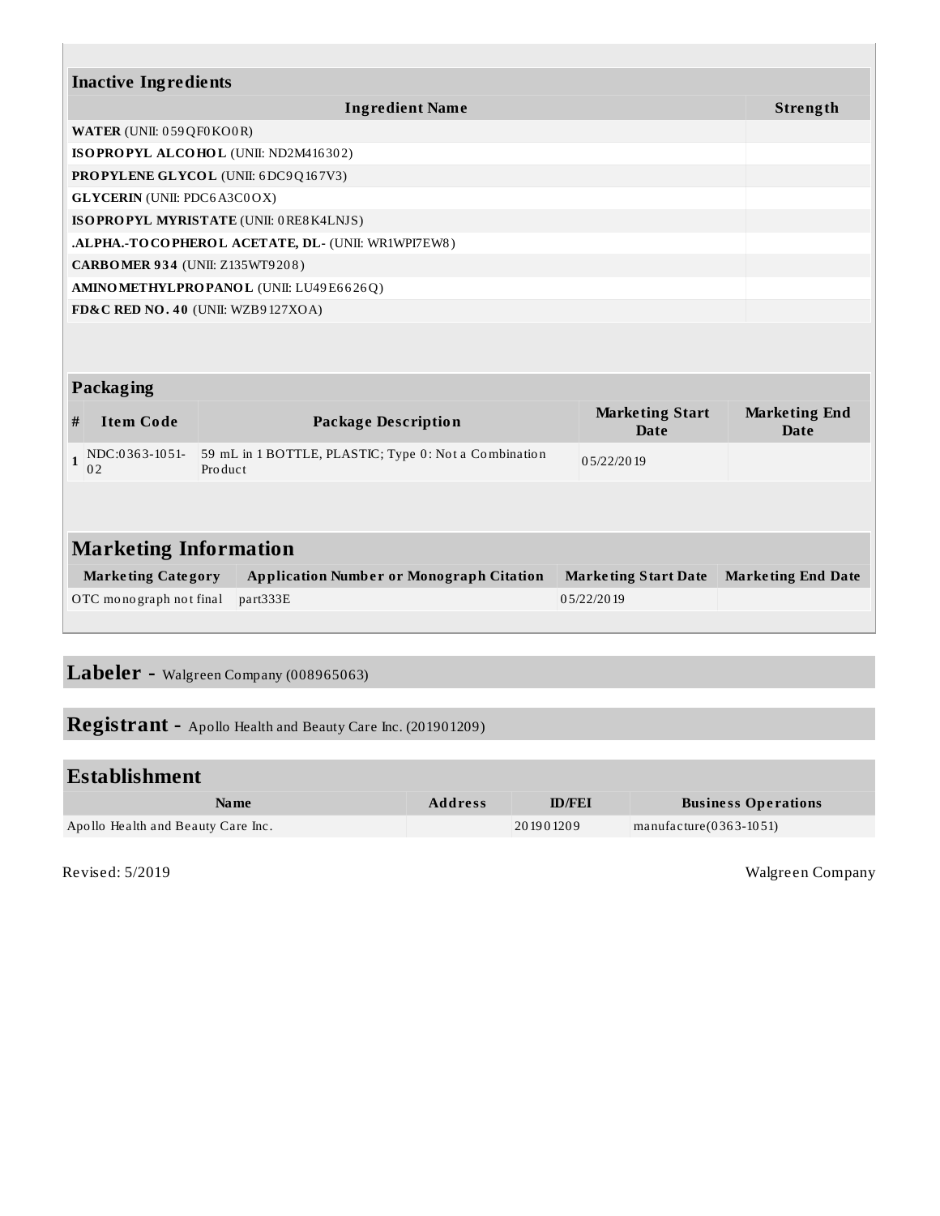## Inactive Ingredients

| Ingredient Name | Strength |
|---|---|
| **WATER** (UNII: 059QF0KO0R) | |
| **ISOPROPYL ALCOHOL** (UNII: ND2M416302) | |
| **PROPYLENE GLYCOL** (UNII: 6DC9Q167V3) | |
| **GLYCERIN** (UNII: PDC6A3C0OX) | |
| **ISOPROPYL MYRISTATE** (UNII: 0RE8K4LNJS) | |
| **.ALPHA.-TOCOPHEROL ACETATE, DL-** (UNII: WR1WPI7EW8) | |
| **CARBOMER 934** (UNII: Z135WT9208) | |
| **AMINOMETHYLPROPANOL** (UNII: LU49E6626Q) | |
| **FD&C RED NO. 40** (UNII: WZB9127XOA) | |

## Packaging

| # | Item Code | Package Description | Marketing Start Date | Marketing End Date |
|---|---|---|---|---|
| 1 | NDC:0363-1051-02 | 59 mL in 1 BOTTLE, PLASTIC; Type 0: Not a Combination Product | 05/22/2019 | |

## Marketing Information

| Marketing Category | Application Number or Monograph Citation | Marketing Start Date | Marketing End Date |
|---|---|---|---|
| OTC monograph not final | part333E | 05/22/2019 | |

## Labeler - Walgreen Company (008965063)

## Registrant - Apollo Health and Beauty Care Inc. (201901209)

## Establishment

| Name | Address | ID/FEI | Business Operations |
|---|---|---|---|
| Apollo Health and Beauty Care Inc. | | 201901209 | manufacture(0363-1051) |

Revised: 5/2019

Walgreen Company